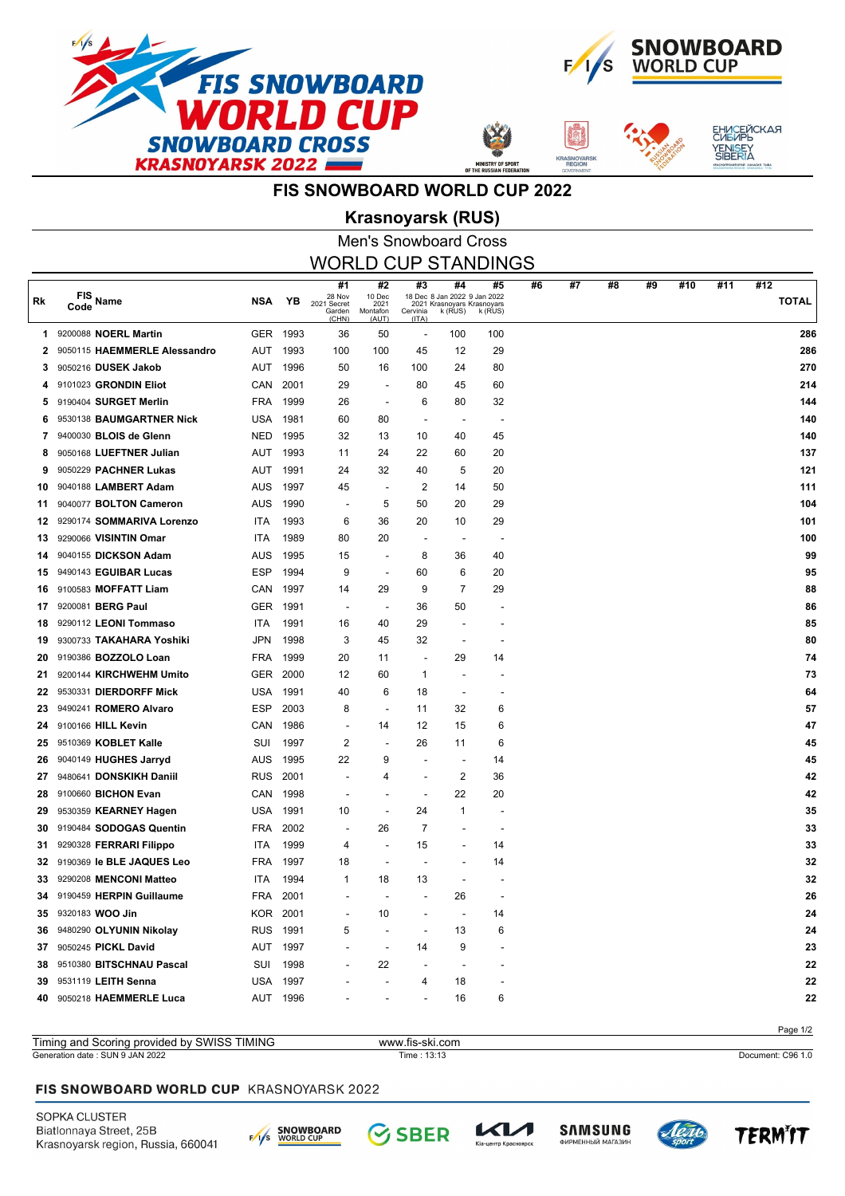# FIS SNOWBOARD WORLD CUP 2022

## Krasnoyarsk (RUS)

### Men's Snowboard Cross

### WORLD CUP STANDINGS

| Rk | FIS Code | Name | NSA | YB | #1 28 Nov 2021 Secret Garden (CHN) | #2 10 Dec 2021 Montafon (AUT) | #3 18 Dec 2021 Cervinia (ITA) | #4 8 Jan 2022 Krasnoyarsk (RUS) | #5 9 Jan 2022 Krasnoyarsk (RUS) | #6 | #7 | #8 | #9 | #10 | #11 | #12 | TOTAL |
|---|---|---|---|---|---|---|---|---|---|---|---|---|---|---|---|---|---|
| 1 | 9200088 | **NOERL Martin** | GER | 1993 | 36 | 50 | - | 100 | 100 | | | | | | | | **286** |
| 2 | 9050115 | **HAEMMERLE Alessandro** | AUT | 1993 | 100 | 100 | 45 | 12 | 29 | | | | | | | | **286** |
| 3 | 9050216 | **DUSEK Jakob** | AUT | 1996 | 50 | 16 | 100 | 24 | 80 | | | | | | | | **270** |
| 4 | 9101023 | **GRONDIN Eliot** | CAN | 2001 | 29 | - | 80 | 45 | 60 | | | | | | | | **214** |
| 5 | 9190404 | **SURGET Merlin** | FRA | 1999 | 26 | - | 6 | 80 | 32 | | | | | | | | **144** |
| 6 | 9530138 | **BAUMGARTNER Nick** | USA | 1981 | 60 | 80 | - | - | - | | | | | | | | **140** |
| 7 | 9400030 | **BLOIS de Glenn** | NED | 1995 | 32 | 13 | 10 | 40 | 45 | | | | | | | | **140** |
| 8 | 9050168 | **LUEFTNER Julian** | AUT | 1993 | 11 | 24 | 22 | 60 | 20 | | | | | | | | **137** |
| 9 | 9050229 | **PACHNER Lukas** | AUT | 1991 | 24 | 32 | 40 | 5 | 20 | | | | | | | | **121** |
| 10 | 9040188 | **LAMBERT Adam** | AUS | 1997 | 45 | - | 2 | 14 | 50 | | | | | | | | **111** |
| 11 | 9040077 | **BOLTON Cameron** | AUS | 1990 | - | 5 | 50 | 20 | 29 | | | | | | | | **104** |
| 12 | 9290174 | **SOMMARIVA Lorenzo** | ITA | 1993 | 6 | 36 | 20 | 10 | 29 | | | | | | | | **101** |
| 13 | 9290066 | **VISINTIN Omar** | ITA | 1989 | 80 | 20 | - | - | - | | | | | | | | **100** |
| 14 | 9040155 | **DICKSON Adam** | AUS | 1995 | 15 | - | 8 | 36 | 40 | | | | | | | | **99** |
| 15 | 9490143 | **EGUIBAR Lucas** | ESP | 1994 | 9 | - | 60 | 6 | 20 | | | | | | | | **95** |
| 16 | 9100583 | **MOFFATT Liam** | CAN | 1997 | 14 | 29 | 9 | 7 | 29 | | | | | | | | **88** |
| 17 | 9200081 | **BERG Paul** | GER | 1991 | - | - | 36 | 50 | - | | | | | | | | **86** |
| 18 | 9290112 | **LEONI Tommaso** | ITA | 1991 | 16 | 40 | 29 | - | - | | | | | | | | **85** |
| 19 | 9300733 | **TAKAHARA Yoshiki** | JPN | 1998 | 3 | 45 | 32 | - | - | | | | | | | | **80** |
| 20 | 9190386 | **BOZZOLO Loan** | FRA | 1999 | 20 | 11 | - | 29 | 14 | | | | | | | | **74** |
| 21 | 9200144 | **KIRCHWEHM Umito** | GER | 2000 | 12 | 60 | 1 | - | - | | | | | | | | **73** |
| 22 | 9530331 | **DIERDORFF Mick** | USA | 1991 | 40 | 6 | 18 | - | - | | | | | | | | **64** |
| 23 | 9490241 | **ROMERO Alvaro** | ESP | 2003 | 8 | - | 11 | 32 | 6 | | | | | | | | **57** |
| 24 | 9100166 | **HILL Kevin** | CAN | 1986 | - | 14 | 12 | 15 | 6 | | | | | | | | **47** |
| 25 | 9510369 | **KOBLET Kalle** | SUI | 1997 | 2 | - | 26 | 11 | 6 | | | | | | | | **45** |
| 26 | 9040149 | **HUGHES Jarryd** | AUS | 1995 | 22 | 9 | - | - | 14 | | | | | | | | **45** |
| 27 | 9480641 | **DONSKIKH Daniil** | RUS | 2001 | - | 4 | - | 2 | 36 | | | | | | | | **42** |
| 28 | 9100660 | **BICHON Evan** | CAN | 1998 | - | - | - | 22 | 20 | | | | | | | | **42** |
| 29 | 9530359 | **KEARNEY Hagen** | USA | 1991 | 10 | - | 24 | 1 | - | | | | | | | | **35** |
| 30 | 9190484 | **SODOGAS Quentin** | FRA | 2002 | - | 26 | 7 | - | - | | | | | | | | **33** |
| 31 | 9290328 | **FERRARI Filippo** | ITA | 1999 | 4 | - | 15 | - | 14 | | | | | | | | **33** |
| 32 | 9190369 | **le BLE JAQUES Leo** | FRA | 1997 | 18 | - | - | - | 14 | | | | | | | | **32** |
| 33 | 9290208 | **MENCONI Matteo** | ITA | 1994 | 1 | 18 | 13 | - | - | | | | | | | | **32** |
| 34 | 9190459 | **HERPIN Guillaume** | FRA | 2001 | - | - | - | 26 | - | | | | | | | | **26** |
| 35 | 9320183 | **WOO Jin** | KOR | 2001 | - | 10 | - | - | 14 | | | | | | | | **24** |
| 36 | 9480290 | **OLYUNIN Nikolay** | RUS | 1991 | 5 | - | - | 13 | 6 | | | | | | | | **24** |
| 37 | 9050245 | **PICKL David** | AUT | 1997 | - | - | 14 | 9 | - | | | | | | | | **23** |
| 38 | 9510380 | **BITSCHNAU Pascal** | SUI | 1998 | - | 22 | - | - | - | | | | | | | | **22** |
| 39 | 9531119 | **LEITH Senna** | USA | 1997 | - | - | 4 | 18 | - | | | | | | | | **22** |
| 40 | 9050218 | **HAEMMERLE Luca** | AUT | 1996 | - | - | - | 16 | 6 | | | | | | | | **22** |

Timing and Scoring provided by SWISS TIMING — www.fis-ski.com

Generation date : SUN 9 JAN 2022 — Time : 13:13 — Document: C96 1.0

**FIS SNOWBOARD WORLD CUP** KRASNOYARSK 2022

SOPKA CLUSTER
Biatlonnaya Street, 25B
Krasnoyarsk region, Russia, 660041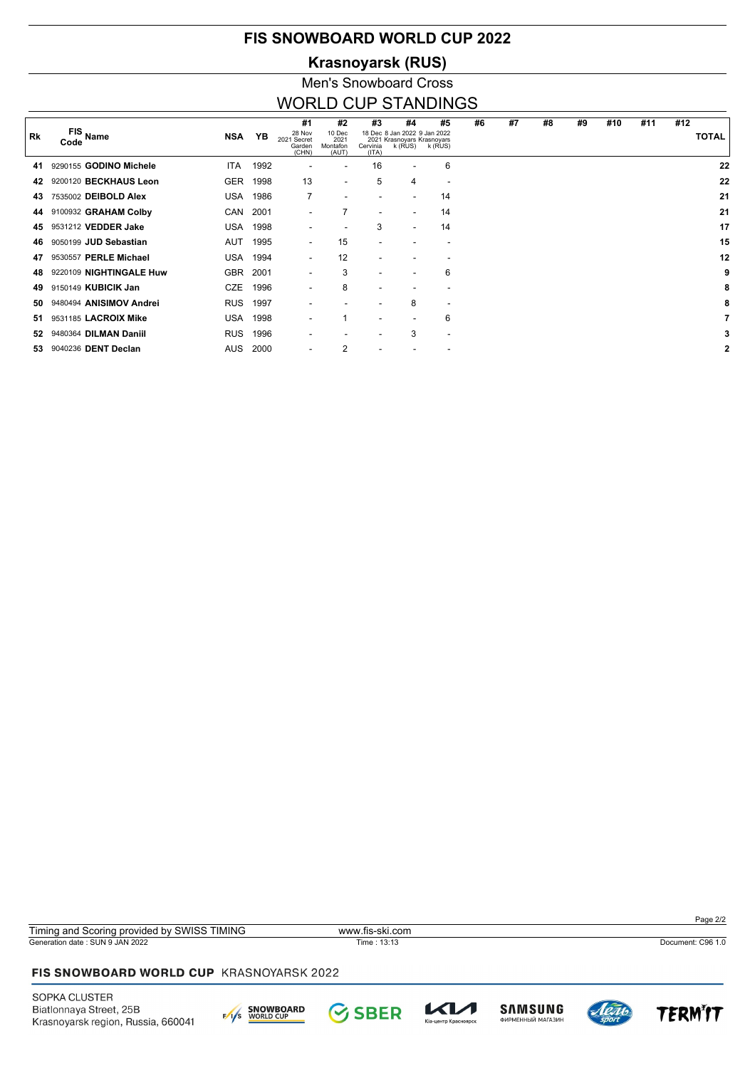# FIS SNOWBOARD WORLD CUP 2022

## Krasnoyarsk (RUS)

### Men's Snowboard Cross

### WORLD CUP STANDINGS

| Rk | FIS Code | Name | NSA | YB | #1 28 Nov 2021 Secret Garden (CHN) | #2 10 Dec 2021 Montafon (AUT) | #3 18 Dec 2021 Cervinia (ITA) | #4 8 Jan 2022 Krasnoyarsk (RUS) | #5 9 Jan 2022 Krasnoyarsk (RUS) | #6 | #7 | #8 | #9 | #10 | #11 | #12 | TOTAL |
|---|---|---|---|---|---|---|---|---|---|---|---|---|---|---|---|---|---|
| 41 | 9290155 | **GODINO Michele** | ITA | 1992 | - | - | 16 | - | 6 | | | | | | | | **22** |
| 42 | 9200120 | **BECKHAUS Leon** | GER | 1998 | 13 | - | 5 | 4 | - | | | | | | | | **22** |
| 43 | 7535002 | **DEIBOLD Alex** | USA | 1986 | 7 | - | - | - | 14 | | | | | | | | **21** |
| 44 | 9100932 | **GRAHAM Colby** | CAN | 2001 | - | 7 | - | - | 14 | | | | | | | | **21** |
| 45 | 9531212 | **VEDDER Jake** | USA | 1998 | - | - | 3 | - | 14 | | | | | | | | **17** |
| 46 | 9050199 | **JUD Sebastian** | AUT | 1995 | - | 15 | - | - | - | | | | | | | | **15** |
| 47 | 9530557 | **PERLE Michael** | USA | 1994 | - | 12 | - | - | - | | | | | | | | **12** |
| 48 | 9220109 | **NIGHTINGALE Huw** | GBR | 2001 | - | 3 | - | - | 6 | | | | | | | | **9** |
| 49 | 9150149 | **KUBICIK Jan** | CZE | 1996 | - | 8 | - | - | - | | | | | | | | **8** |
| 50 | 9480494 | **ANISIMOV Andrei** | RUS | 1997 | - | - | - | 8 | - | | | | | | | | **8** |
| 51 | 9531185 | **LACROIX Mike** | USA | 1998 | - | 1 | - | - | 6 | | | | | | | | **7** |
| 52 | 9480364 | **DILMAN Daniil** | RUS | 1996 | - | - | - | 3 | - | | | | | | | | **3** |
| 53 | 9040236 | **DENT Declan** | AUS | 2000 | - | 2 | - | - | - | | | | | | | | **2** |

Timing and Scoring provided by SWISS TIMING — www.fis-ski.com

Generation date : SUN 9 JAN 2022 — Time : 13:13 — Document: C96 1.0

**FIS SNOWBOARD WORLD CUP** KRASNOYARSK 2022

SOPKA CLUSTER
Biatlonnaya Street, 25B
Krasnoyarsk region, Russia, 660041